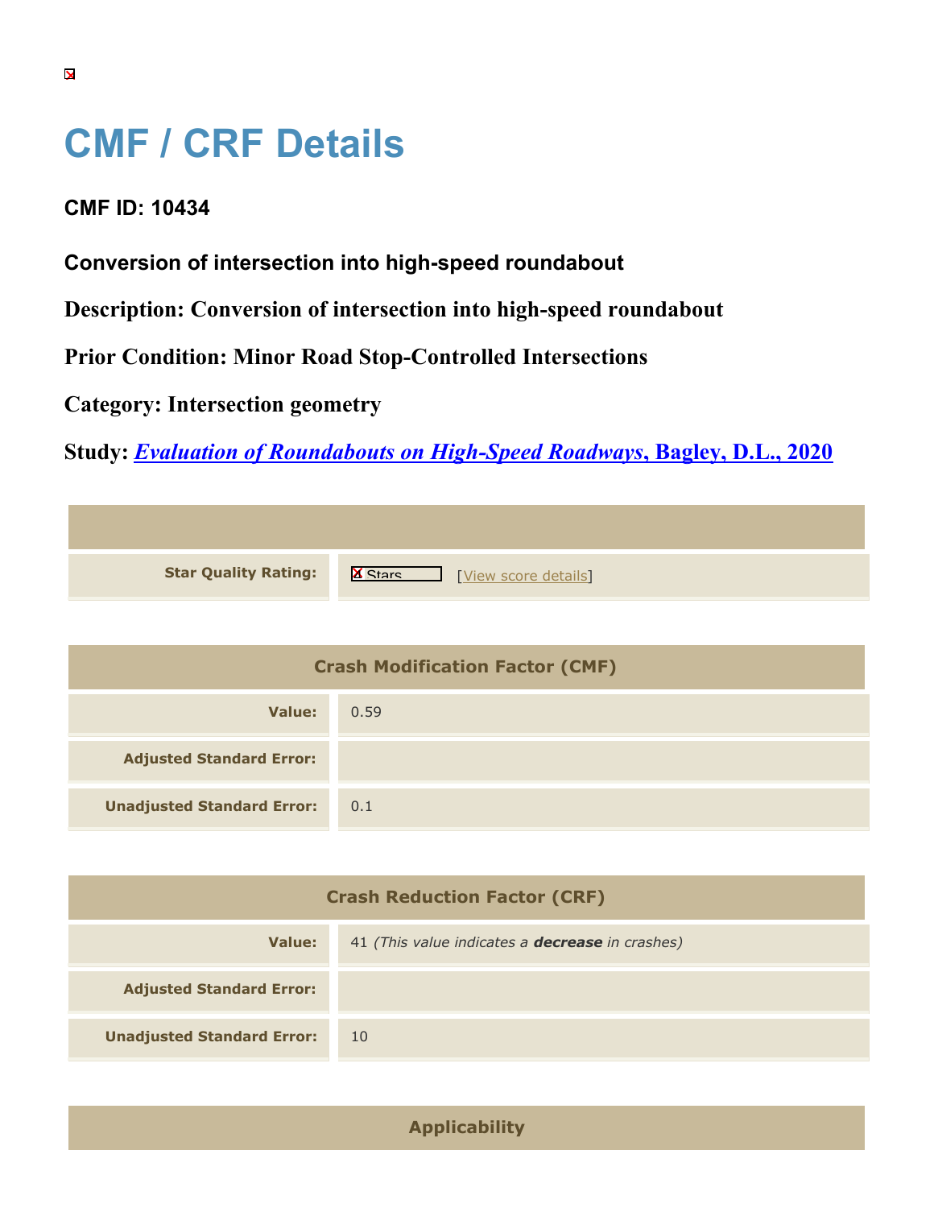# CMF / CRF Details

**CMF ID: 10434**

**Conversion of intersection into high-speed roundabout**

**Description: Conversion of intersection into high-speed roundabout**

**Prior Condition: Minor Road Stop-Controlled Intersections**

**Category: Intersection geometry**

**Study: *Evaluation of Roundabouts on High-Speed Roadways*, Bagley, D.L., 2020**

| | |
|---|---|
| **Star Quality Rating:** | 4 Stars [View score details] |

| Crash Modification Factor (CMF) | |
|---|---|
| **Value:** | 0.59 |
| **Adjusted Standard Error:** | |
| **Unadjusted Standard Error:** | 0.1 |

| Crash Reduction Factor (CRF) | |
|---|---|
| **Value:** | 41 *(This value indicates a **decrease** in crashes)* |
| **Adjusted Standard Error:** | |
| **Unadjusted Standard Error:** | 10 |

| Applicability |
|---|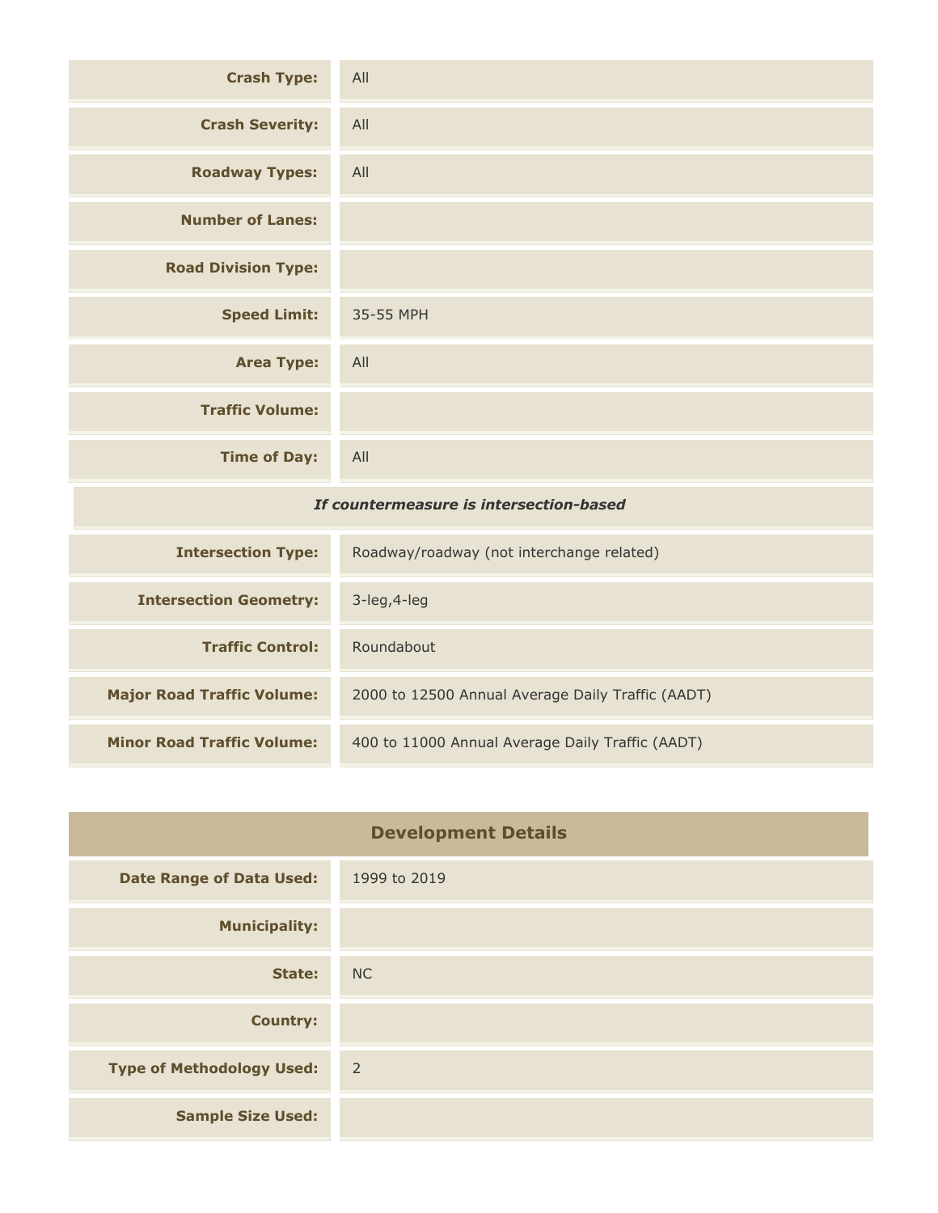| | |
|---|---|
| **Crash Type:** | All |
| **Crash Severity:** | All |
| **Roadway Types:** | All |
| **Number of Lanes:** | |
| **Road Division Type:** | |
| **Speed Limit:** | 35-55 MPH |
| **Area Type:** | All |
| **Traffic Volume:** | |
| **Time of Day:** | All |
| ***If countermeasure is intersection-based*** | |
| **Intersection Type:** | Roadway/roadway (not interchange related) |
| **Intersection Geometry:** | 3-leg,4-leg |
| **Traffic Control:** | Roundabout |
| **Major Road Traffic Volume:** | 2000 to 12500 Annual Average Daily Traffic (AADT) |
| **Minor Road Traffic Volume:** | 400 to 11000 Annual Average Daily Traffic (AADT) |

## Development Details

| | |
|---|---|
| **Date Range of Data Used:** | 1999 to 2019 |
| **Municipality:** | |
| **State:** | NC |
| **Country:** | |
| **Type of Methodology Used:** | 2 |
| **Sample Size Used:** | |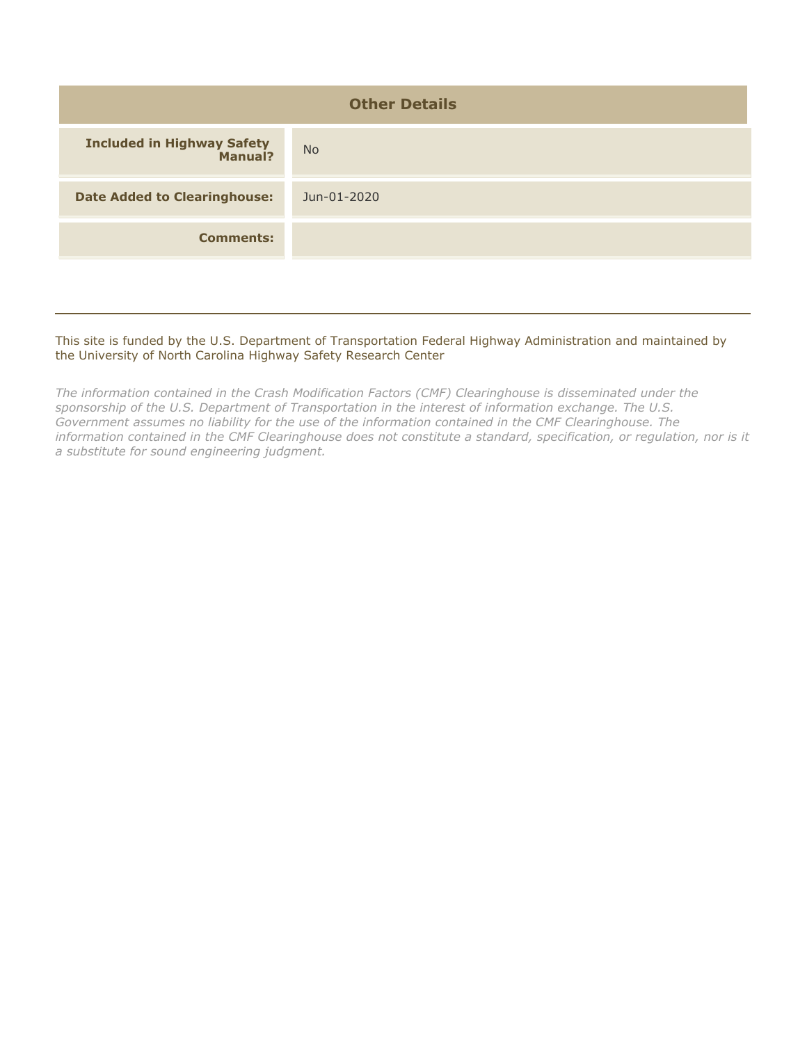## Other Details

| | |
|---|---|
| **Included in Highway Safety Manual?** | No |
| **Date Added to Clearinghouse:** | Jun-01-2020 |
| **Comments:** | |

---

This site is funded by the U.S. Department of Transportation Federal Highway Administration and maintained by the University of North Carolina Highway Safety Research Center

*The information contained in the Crash Modification Factors (CMF) Clearinghouse is disseminated under the sponsorship of the U.S. Department of Transportation in the interest of information exchange. The U.S. Government assumes no liability for the use of the information contained in the CMF Clearinghouse. The information contained in the CMF Clearinghouse does not constitute a standard, specification, or regulation, nor is it a substitute for sound engineering judgment.*